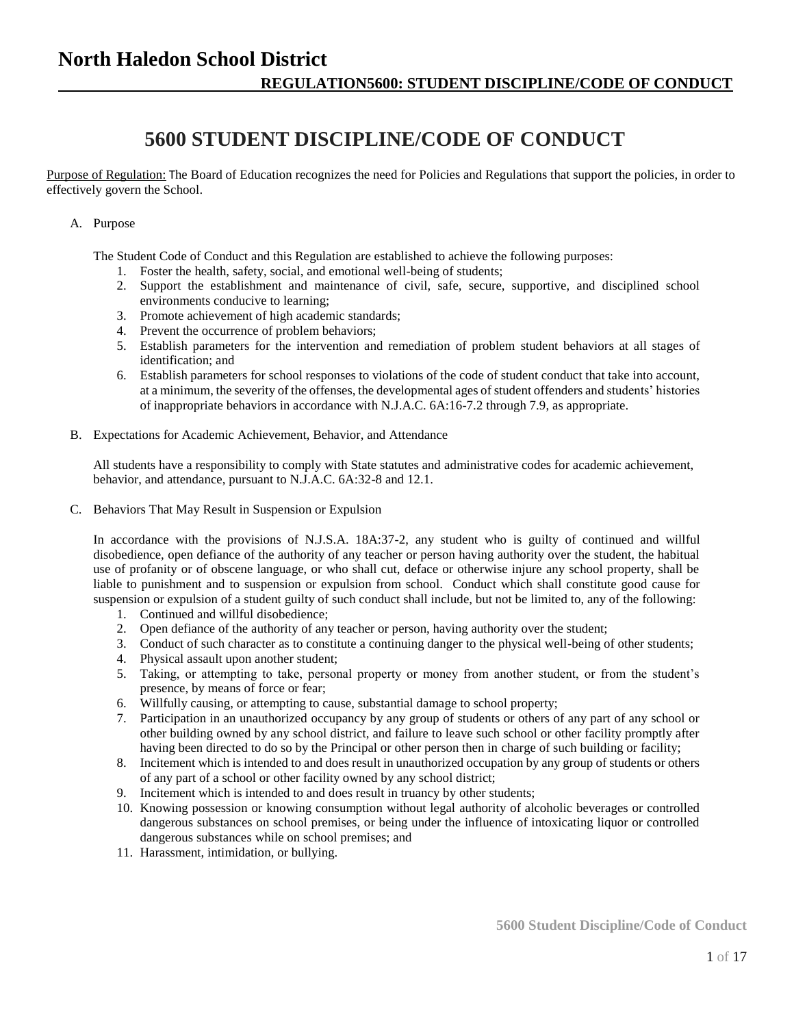# North Haledon School District

## REGULATION5600: STUDENT DISCIPLINE/CODE OF CONDUCT

# 5600 STUDENT DISCIPLINE/CODE OF CONDUCT

Purpose of Regulation: The Board of Education recognizes the need for Policies and Regulations that support the policies, in order to effectively govern the School.

A. Purpose

The Student Code of Conduct and this Regulation are established to achieve the following purposes:

1. Foster the health, safety, social, and emotional well-being of students;
2. Support the establishment and maintenance of civil, safe, secure, supportive, and disciplined school environments conducive to learning;
3. Promote achievement of high academic standards;
4. Prevent the occurrence of problem behaviors;
5. Establish parameters for the intervention and remediation of problem student behaviors at all stages of identification; and
6. Establish parameters for school responses to violations of the code of student conduct that take into account, at a minimum, the severity of the offenses, the developmental ages of student offenders and students' histories of inappropriate behaviors in accordance with N.J.A.C. 6A:16-7.2 through 7.9, as appropriate.

B. Expectations for Academic Achievement, Behavior, and Attendance

All students have a responsibility to comply with State statutes and administrative codes for academic achievement, behavior, and attendance, pursuant to N.J.A.C. 6A:32-8 and 12.1.

C. Behaviors That May Result in Suspension or Expulsion

In accordance with the provisions of N.J.S.A. 18A:37-2, any student who is guilty of continued and willful disobedience, open defiance of the authority of any teacher or person having authority over the student, the habitual use of profanity or of obscene language, or who shall cut, deface or otherwise injure any school property, shall be liable to punishment and to suspension or expulsion from school. Conduct which shall constitute good cause for suspension or expulsion of a student guilty of such conduct shall include, but not be limited to, any of the following:

1. Continued and willful disobedience;
2. Open defiance of the authority of any teacher or person, having authority over the student;
3. Conduct of such character as to constitute a continuing danger to the physical well-being of other students;
4. Physical assault upon another student;
5. Taking, or attempting to take, personal property or money from another student, or from the student's presence, by means of force or fear;
6. Willfully causing, or attempting to cause, substantial damage to school property;
7. Participation in an unauthorized occupancy by any group of students or others of any part of any school or other building owned by any school district, and failure to leave such school or other facility promptly after having been directed to do so by the Principal or other person then in charge of such building or facility;
8. Incitement which is intended to and does result in unauthorized occupation by any group of students or others of any part of a school or other facility owned by any school district;
9. Incitement which is intended to and does result in truancy by other students;
10. Knowing possession or knowing consumption without legal authority of alcoholic beverages or controlled dangerous substances on school premises, or being under the influence of intoxicating liquor or controlled dangerous substances while on school premises; and
11. Harassment, intimidation, or bullying.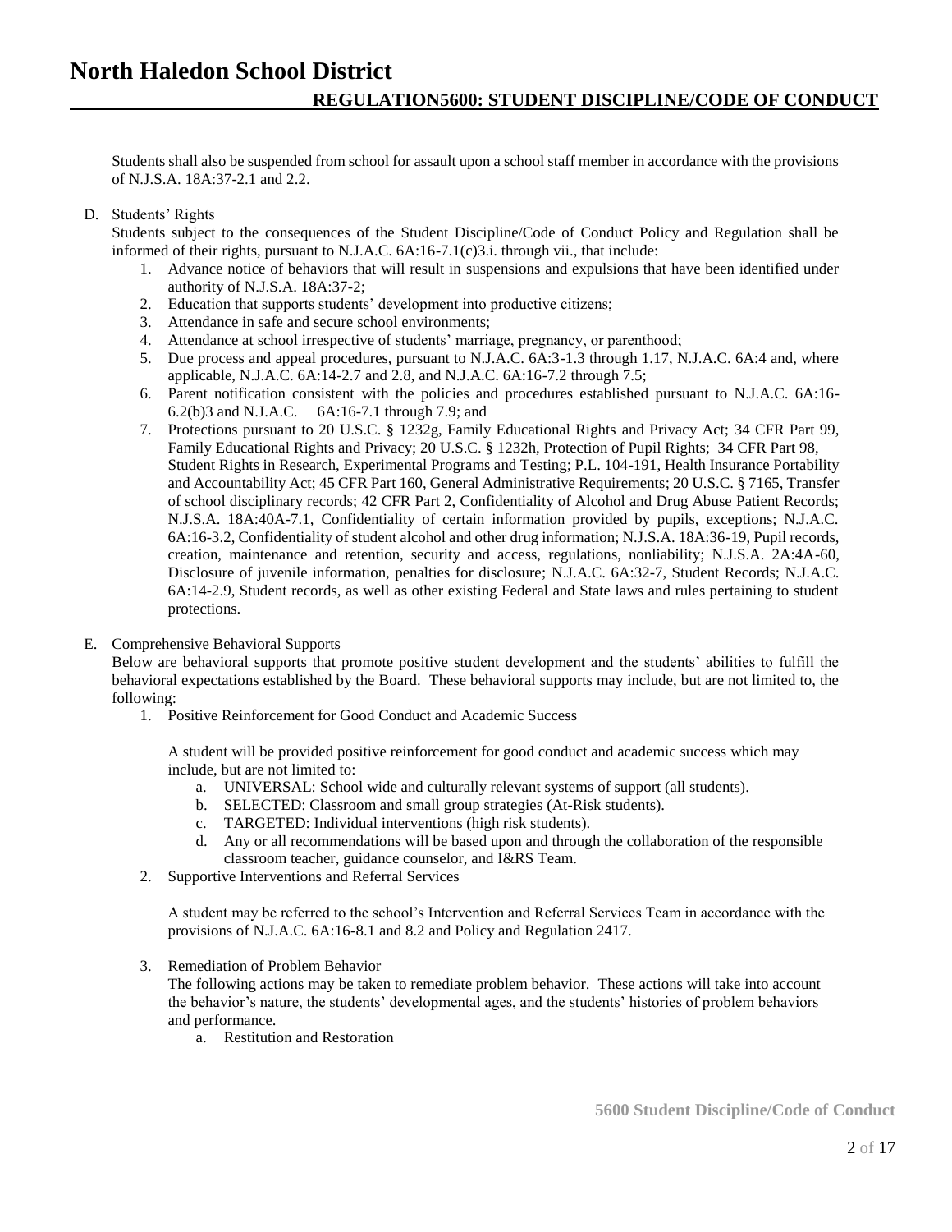Students shall also be suspended from school for assault upon a school staff member in accordance with the provisions of N.J.S.A. 18A:37-2.1 and 2.2.

D. Students' Rights

Students subject to the consequences of the Student Discipline/Code of Conduct Policy and Regulation shall be informed of their rights, pursuant to N.J.A.C. 6A:16-7.1(c)3.i. through vii., that include:

1. Advance notice of behaviors that will result in suspensions and expulsions that have been identified under authority of N.J.S.A. 18A:37-2;
2. Education that supports students' development into productive citizens;
3. Attendance in safe and secure school environments;
4. Attendance at school irrespective of students' marriage, pregnancy, or parenthood;
5. Due process and appeal procedures, pursuant to N.J.A.C. 6A:3-1.3 through 1.17, N.J.A.C. 6A:4 and, where applicable, N.J.A.C. 6A:14-2.7 and 2.8, and N.J.A.C. 6A:16-7.2 through 7.5;
6. Parent notification consistent with the policies and procedures established pursuant to N.J.A.C. 6A:16-6.2(b)3 and N.J.A.C. 6A:16-7.1 through 7.9; and
7. Protections pursuant to 20 U.S.C. § 1232g, Family Educational Rights and Privacy Act; 34 CFR Part 99, Family Educational Rights and Privacy; 20 U.S.C. § 1232h, Protection of Pupil Rights; 34 CFR Part 98, Student Rights in Research, Experimental Programs and Testing; P.L. 104-191, Health Insurance Portability and Accountability Act; 45 CFR Part 160, General Administrative Requirements; 20 U.S.C. § 7165, Transfer of school disciplinary records; 42 CFR Part 2, Confidentiality of Alcohol and Drug Abuse Patient Records; N.J.S.A. 18A:40A-7.1, Confidentiality of certain information provided by pupils, exceptions; N.J.A.C. 6A:16-3.2, Confidentiality of student alcohol and other drug information; N.J.S.A. 18A:36-19, Pupil records, creation, maintenance and retention, security and access, regulations, nonliability; N.J.S.A. 2A:4A-60, Disclosure of juvenile information, penalties for disclosure; N.J.A.C. 6A:32-7, Student Records; N.J.A.C. 6A:14-2.9, Student records, as well as other existing Federal and State laws and rules pertaining to student protections.

E. Comprehensive Behavioral Supports

Below are behavioral supports that promote positive student development and the students' abilities to fulfill the behavioral expectations established by the Board. These behavioral supports may include, but are not limited to, the following:

1. Positive Reinforcement for Good Conduct and Academic Success

   A student will be provided positive reinforcement for good conduct and academic success which may include, but are not limited to:

   a. UNIVERSAL: School wide and culturally relevant systems of support (all students).
   b. SELECTED: Classroom and small group strategies (At-Risk students).
   c. TARGETED: Individual interventions (high risk students).
   d. Any or all recommendations will be based upon and through the collaboration of the responsible classroom teacher, guidance counselor, and I&RS Team.

2. Supportive Interventions and Referral Services

   A student may be referred to the school's Intervention and Referral Services Team in accordance with the provisions of N.J.A.C. 6A:16-8.1 and 8.2 and Policy and Regulation 2417.

3. Remediation of Problem Behavior

   The following actions may be taken to remediate problem behavior. These actions will take into account the behavior's nature, the students' developmental ages, and the students' histories of problem behaviors and performance.

   a. Restitution and Restoration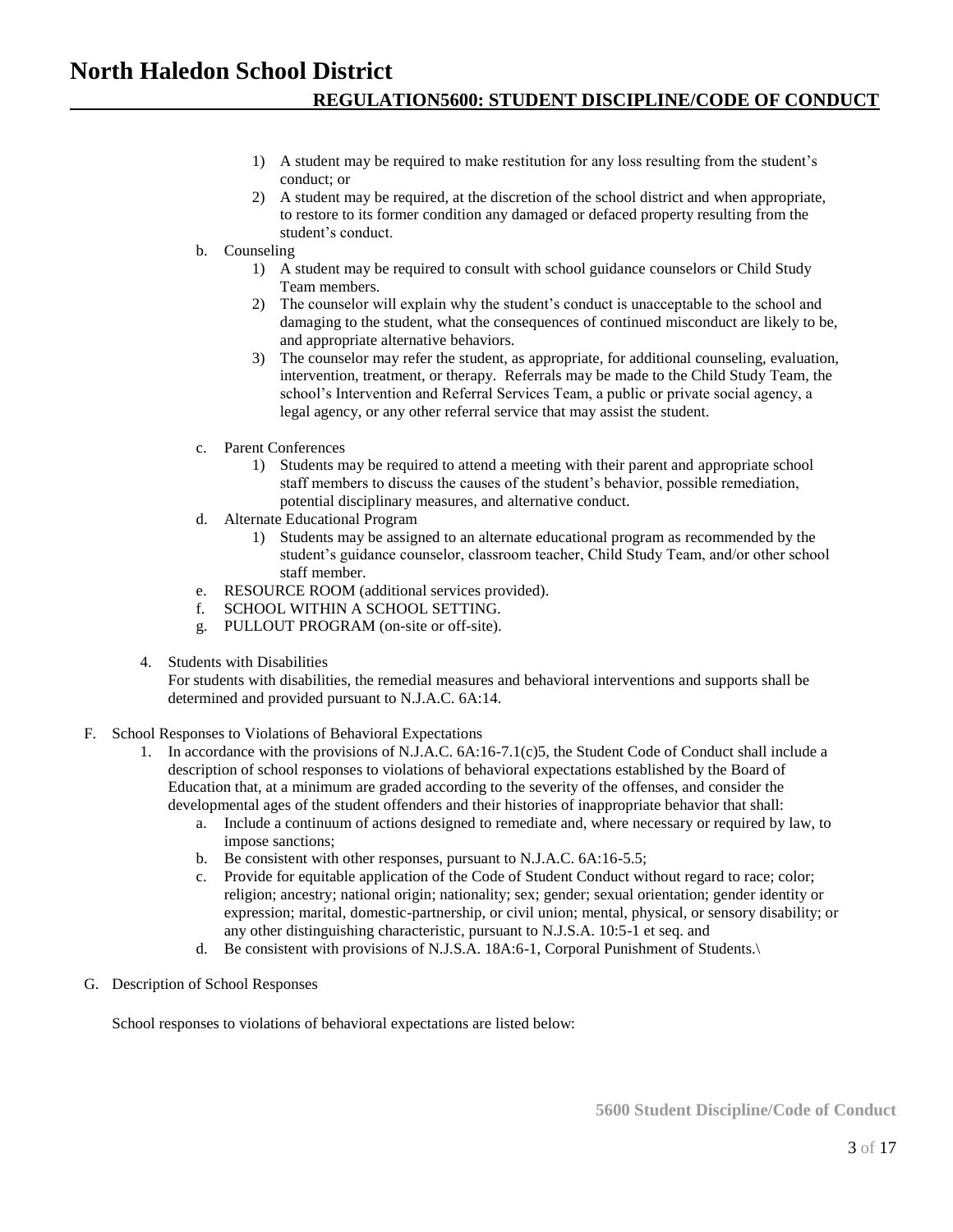1) A student may be required to make restitution for any loss resulting from the student's conduct; or
2) A student may be required, at the discretion of the school district and when appropriate, to restore to its former condition any damaged or defaced property resulting from the student's conduct.

b. Counseling

1) A student may be required to consult with school guidance counselors or Child Study Team members.
2) The counselor will explain why the student's conduct is unacceptable to the school and damaging to the student, what the consequences of continued misconduct are likely to be, and appropriate alternative behaviors.
3) The counselor may refer the student, as appropriate, for additional counseling, evaluation, intervention, treatment, or therapy. Referrals may be made to the Child Study Team, the school's Intervention and Referral Services Team, a public or private social agency, a legal agency, or any other referral service that may assist the student.

c. Parent Conferences

1) Students may be required to attend a meeting with their parent and appropriate school staff members to discuss the causes of the student's behavior, possible remediation, potential disciplinary measures, and alternative conduct.

d. Alternate Educational Program

1) Students may be assigned to an alternate educational program as recommended by the student's guidance counselor, classroom teacher, Child Study Team, and/or other school staff member.

e. RESOURCE ROOM (additional services provided).

f. SCHOOL WITHIN A SCHOOL SETTING.

g. PULLOUT PROGRAM (on-site or off-site).

4. Students with Disabilities

For students with disabilities, the remedial measures and behavioral interventions and supports shall be determined and provided pursuant to N.J.A.C. 6A:14.

F. School Responses to Violations of Behavioral Expectations

1. In accordance with the provisions of N.J.A.C. 6A:16-7.1(c)5, the Student Code of Conduct shall include a description of school responses to violations of behavioral expectations established by the Board of Education that, at a minimum are graded according to the severity of the offenses, and consider the developmental ages of the student offenders and their histories of inappropriate behavior that shall:
   a. Include a continuum of actions designed to remediate and, where necessary or required by law, to impose sanctions;
   b. Be consistent with other responses, pursuant to N.J.A.C. 6A:16-5.5;
   c. Provide for equitable application of the Code of Student Conduct without regard to race; color; religion; ancestry; national origin; nationality; sex; gender; sexual orientation; gender identity or expression; marital, domestic-partnership, or civil union; mental, physical, or sensory disability; or any other distinguishing characteristic, pursuant to N.J.S.A. 10:5-1 et seq. and
   d. Be consistent with provisions of N.J.S.A. 18A:6-1, Corporal Punishment of Students.\

G. Description of School Responses

School responses to violations of behavioral expectations are listed below: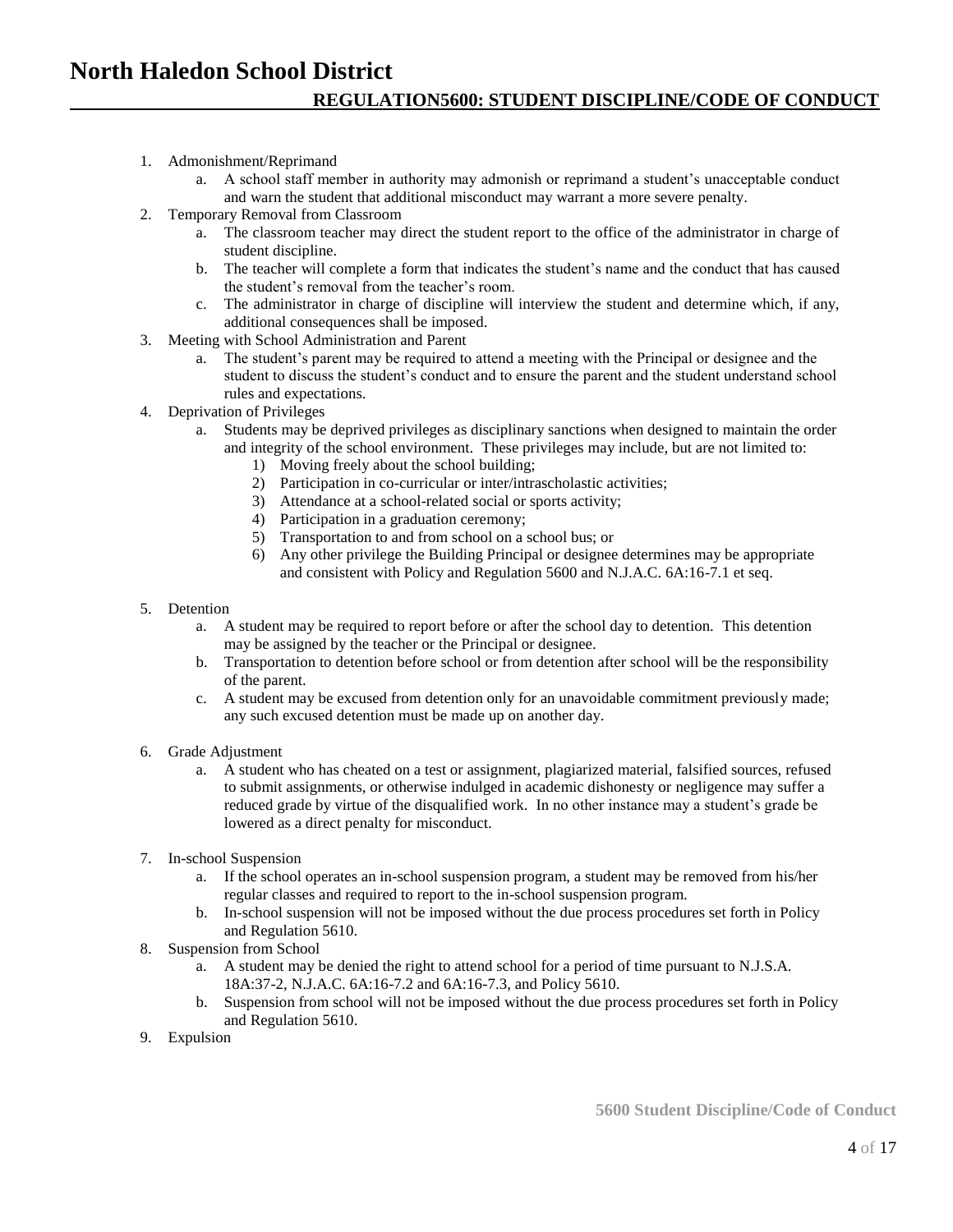1. Admonishment/Reprimand
    a. A school staff member in authority may admonish or reprimand a student's unacceptable conduct and warn the student that additional misconduct may warrant a more severe penalty.
2. Temporary Removal from Classroom
    a. The classroom teacher may direct the student report to the office of the administrator in charge of student discipline.
    b. The teacher will complete a form that indicates the student's name and the conduct that has caused the student's removal from the teacher's room.
    c. The administrator in charge of discipline will interview the student and determine which, if any, additional consequences shall be imposed.
3. Meeting with School Administration and Parent
    a. The student's parent may be required to attend a meeting with the Principal or designee and the student to discuss the student's conduct and to ensure the parent and the student understand school rules and expectations.
4. Deprivation of Privileges
    a. Students may be deprived privileges as disciplinary sanctions when designed to maintain the order and integrity of the school environment. These privileges may include, but are not limited to:
        1) Moving freely about the school building;
        2) Participation in co-curricular or inter/intrascholastic activities;
        3) Attendance at a school-related social or sports activity;
        4) Participation in a graduation ceremony;
        5) Transportation to and from school on a school bus; or
        6) Any other privilege the Building Principal or designee determines may be appropriate and consistent with Policy and Regulation 5600 and N.J.A.C. 6A:16-7.1 et seq.
5. Detention
    a. A student may be required to report before or after the school day to detention. This detention may be assigned by the teacher or the Principal or designee.
    b. Transportation to detention before school or from detention after school will be the responsibility of the parent.
    c. A student may be excused from detention only for an unavoidable commitment previously made; any such excused detention must be made up on another day.
6. Grade Adjustment
    a. A student who has cheated on a test or assignment, plagiarized material, falsified sources, refused to submit assignments, or otherwise indulged in academic dishonesty or negligence may suffer a reduced grade by virtue of the disqualified work. In no other instance may a student's grade be lowered as a direct penalty for misconduct.
7. In-school Suspension
    a. If the school operates an in-school suspension program, a student may be removed from his/her regular classes and required to report to the in-school suspension program.
    b. In-school suspension will not be imposed without the due process procedures set forth in Policy and Regulation 5610.
8. Suspension from School
    a. A student may be denied the right to attend school for a period of time pursuant to N.J.S.A. 18A:37-2, N.J.A.C. 6A:16-7.2 and 6A:16-7.3, and Policy 5610.
    b. Suspension from school will not be imposed without the due process procedures set forth in Policy and Regulation 5610.
9. Expulsion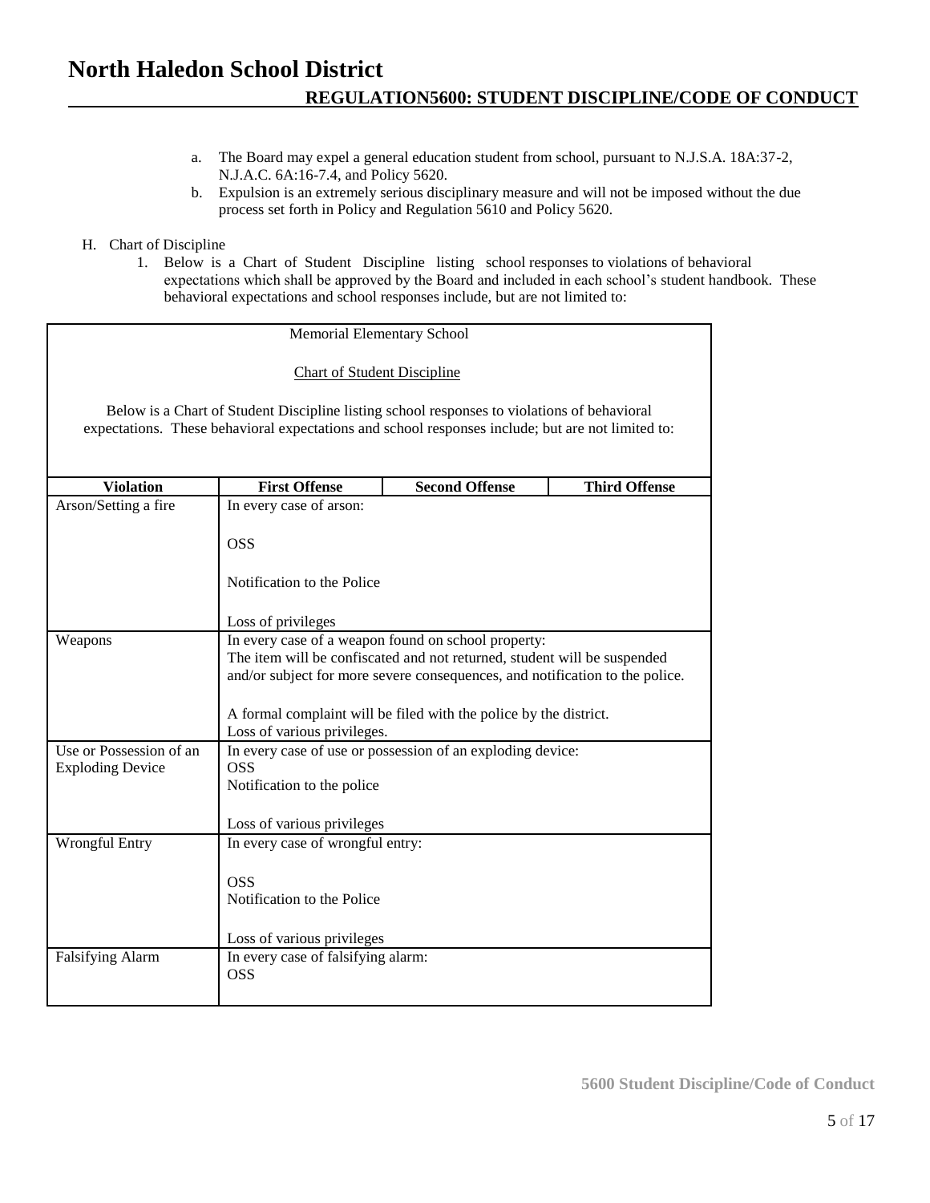a. The Board may expel a general education student from school, pursuant to N.J.S.A. 18A:37-2, N.J.A.C. 6A:16-7.4, and Policy 5620.
b. Expulsion is an extremely serious disciplinary measure and will not be imposed without the due process set forth in Policy and Regulation 5610 and Policy 5620.

H. Chart of Discipline

1. Below is a Chart of Student Discipline listing school responses to violations of behavioral expectations which shall be approved by the Board and included in each school's student handbook. These behavioral expectations and school responses include, but are not limited to:

Memorial Elementary School

Chart of Student Discipline

Below is a Chart of Student Discipline listing school responses to violations of behavioral expectations. These behavioral expectations and school responses include; but are not limited to:

| Violation | First Offense | Second Offense | Third Offense |
|---|---|---|---|
| Arson/Setting a fire | In every case of arson:<br><br>OSS<br><br>Notification to the Police<br><br>Loss of privileges | | |
| Weapons | In every case of a weapon found on school property:<br>The item will be confiscated and not returned, student will be suspended and/or subject for more severe consequences, and notification to the police.<br><br>A formal complaint will be filed with the police by the district.<br>Loss of various privileges. | | |
| Use or Possession of an Exploding Device | In every case of use or possession of an exploding device:<br>OSS<br>Notification to the police<br><br>Loss of various privileges | | |
| Wrongful Entry | In every case of wrongful entry:<br><br>OSS<br>Notification to the Police<br><br>Loss of various privileges | | |
| Falsifying Alarm | In every case of falsifying alarm:<br>OSS | | |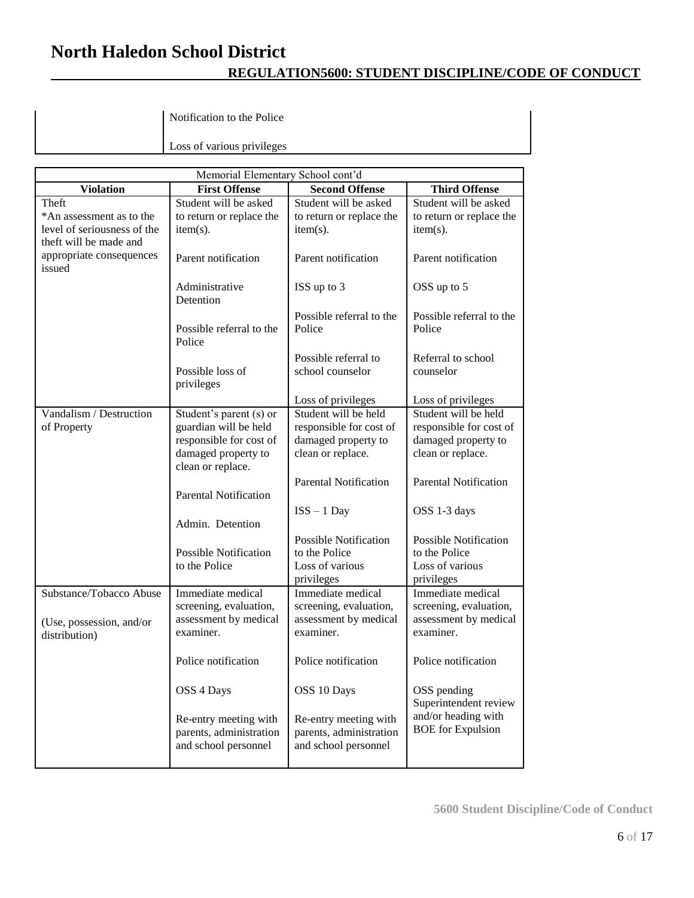| | |
|---|---|
| | Notification to the Police<br><br>Loss of various privileges |

| Memorial Elementary School cont'd | | | |
|---|---|---|---|
| **Violation** | **First Offense** | **Second Offense** | **Third Offense** |
| Theft<br>*An assessment as to the level of seriousness of the theft will be made and appropriate consequences issued | Student will be asked to return or replace the item(s).<br><br>Parent notification<br><br>Administrative Detention<br><br>Possible referral to the Police<br><br>Possible loss of privileges | Student will be asked to return or replace the item(s).<br><br>Parent notification<br><br>ISS up to 3<br><br>Possible referral to the Police<br><br>Possible referral to school counselor<br><br>Loss of privileges | Student will be asked to return or replace the item(s).<br><br>Parent notification<br><br>OSS up to 5<br><br>Possible referral to the Police<br><br>Referral to school counselor<br><br>Loss of privileges |
| Vandalism / Destruction of Property | Student's parent (s) or guardian will be held responsible for cost of damaged property to clean or replace.<br><br>Parental Notification<br><br>Admin. Detention<br><br>Possible Notification to the Police | Student will be held responsible for cost of damaged property to clean or replace.<br><br>Parental Notification<br><br>ISS – 1 Day<br><br>Possible Notification to the Police<br>Loss of various privileges | Student will be held responsible for cost of damaged property to clean or replace.<br><br>Parental Notification<br><br>OSS 1-3 days<br><br>Possible Notification to the Police<br>Loss of various privileges |
| Substance/Tobacco Abuse<br><br>(Use, possession, and/or distribution) | Immediate medical screening, evaluation, assessment by medical examiner.<br><br>Police notification<br><br>OSS 4 Days<br><br>Re-entry meeting with parents, administration and school personnel | Immediate medical screening, evaluation, assessment by medical examiner.<br><br>Police notification<br><br>OSS 10 Days<br><br>Re-entry meeting with parents, administration and school personnel | Immediate medical screening, evaluation, assessment by medical examiner.<br><br>Police notification<br><br>OSS pending Superintendent review and/or heading with BOE for Expulsion |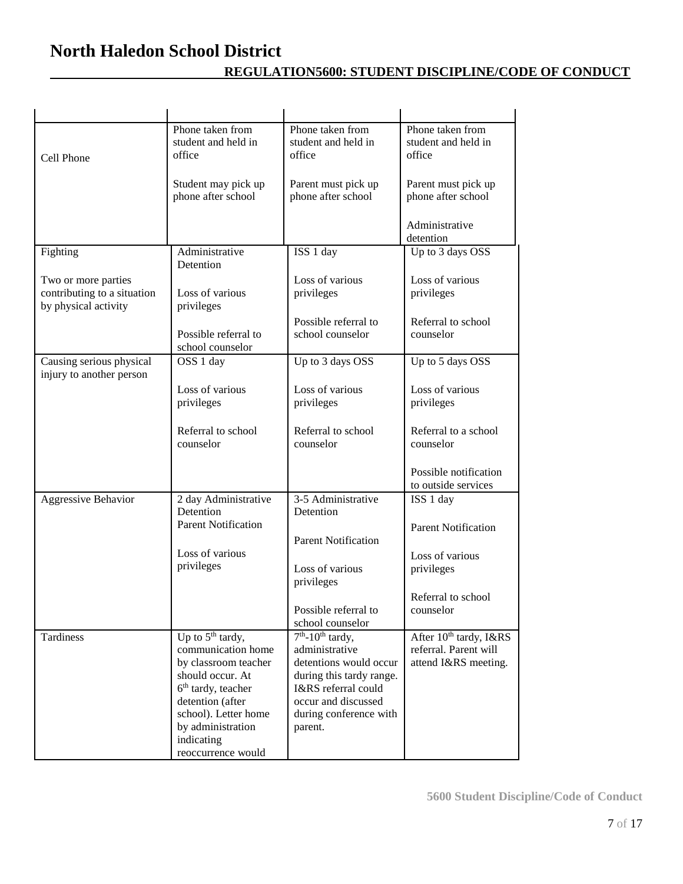# North Haledon School District

## REGULATION5600: STUDENT DISCIPLINE/CODE OF CONDUCT

| | | | |
|---|---|---|---|
| Cell Phone | Phone taken from student and held in office<br><br>Student may pick up phone after school | Phone taken from student and held in office<br><br>Parent must pick up phone after school | Phone taken from student and held in office<br><br>Parent must pick up phone after school<br><br>Administrative detention |
| Fighting<br><br>Two or more parties contributing to a situation by physical activity | Administrative Detention<br><br>Loss of various privileges<br><br>Possible referral to school counselor | ISS 1 day<br><br>Loss of various privileges<br><br>Possible referral to school counselor | Up to 3 days OSS<br><br>Loss of various privileges<br><br>Referral to school counselor |
| Causing serious physical injury to another person | OSS 1 day<br><br>Loss of various privileges<br><br>Referral to school counselor | Up to 3 days OSS<br><br>Loss of various privileges<br><br>Referral to school counselor | Up to 5 days OSS<br><br>Loss of various privileges<br><br>Referral to a school counselor<br><br>Possible notification to outside services |
| Aggressive Behavior | 2 day Administrative Detention<br>Parent Notification<br><br>Loss of various privileges | 3-5 Administrative Detention<br><br>Parent Notification<br><br>Loss of various privileges<br><br>Possible referral to school counselor | ISS 1 day<br><br>Parent Notification<br><br>Loss of various privileges<br><br>Referral to school counselor |
| Tardiness | Up to 5th tardy, communication home by classroom teacher should occur. At 6th tardy, teacher detention (after school). Letter home by administration indicating reoccurrence would | 7th-10th tardy, administrative detentions would occur during this tardy range. I&RS referral could occur and discussed during conference with parent. | After 10th tardy, I&RS referral. Parent will attend I&RS meeting. |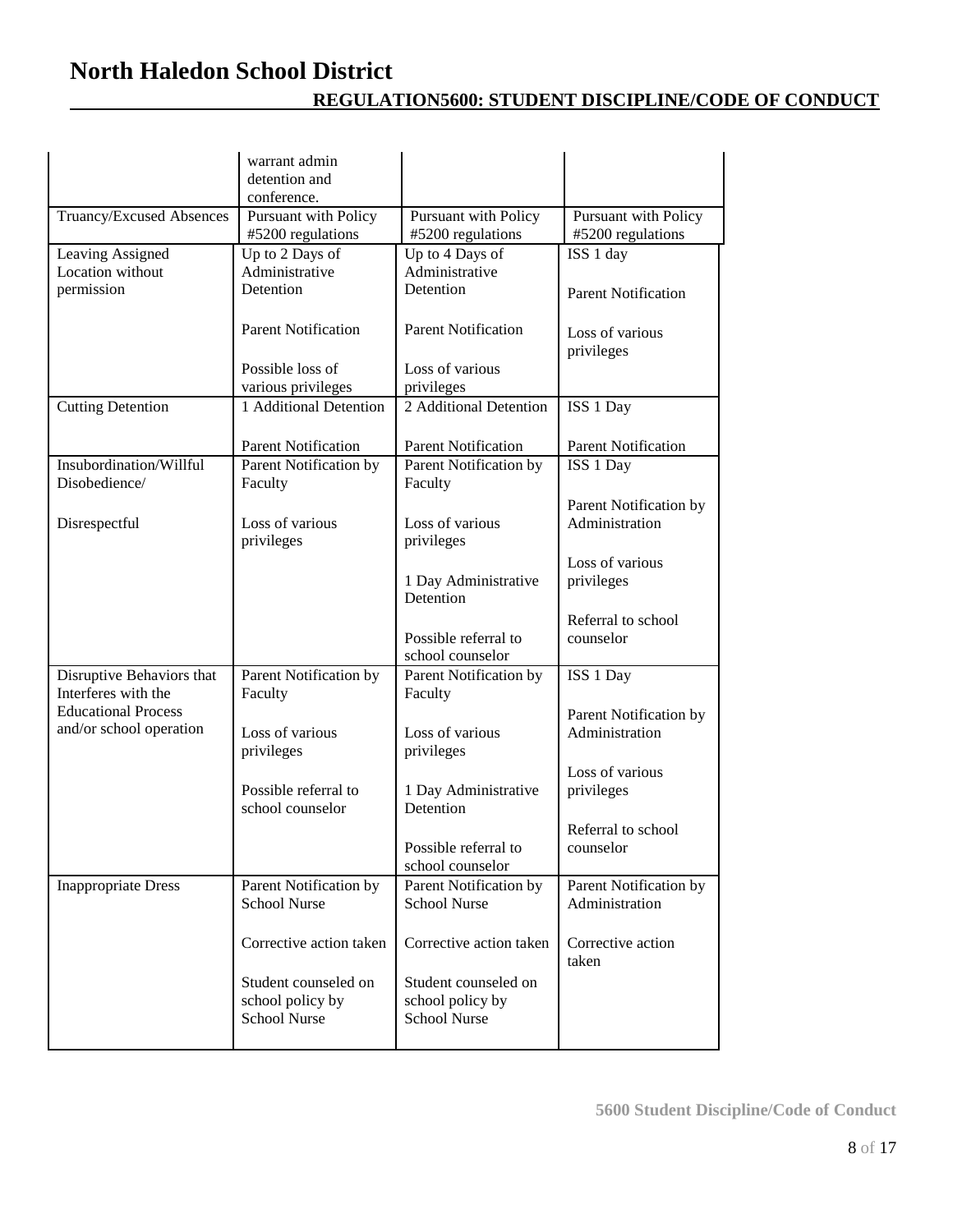| | | | |
|---|---|---|---|
| | warrant admin detention and conference. | | |
| Truancy/Excused Absences | Pursuant with Policy #5200 regulations | Pursuant with Policy #5200 regulations | Pursuant with Policy #5200 regulations |
| Leaving Assigned Location without permission | Up to 2 Days of Administrative Detention<br><br>Parent Notification<br><br>Possible loss of various privileges | Up to 4 Days of Administrative Detention<br><br>Parent Notification<br><br>Loss of various privileges | ISS 1 day<br><br>Parent Notification<br><br>Loss of various privileges |
| Cutting Detention | 1 Additional Detention<br><br>Parent Notification | 2 Additional Detention<br><br>Parent Notification | ISS 1 Day<br><br>Parent Notification |
| Insubordination/Willful Disobedience/<br><br>Disrespectful | Parent Notification by Faculty<br><br>Loss of various privileges | Parent Notification by Faculty<br><br>Loss of various privileges<br><br>1 Day Administrative Detention<br><br>Possible referral to school counselor | ISS 1 Day<br><br>Parent Notification by Administration<br><br>Loss of various privileges<br><br>Referral to school counselor |
| Disruptive Behaviors that Interferes with the Educational Process and/or school operation | Parent Notification by Faculty<br><br>Loss of various privileges<br><br>Possible referral to school counselor | Parent Notification by Faculty<br><br>Loss of various privileges<br><br>1 Day Administrative Detention<br><br>Possible referral to school counselor | ISS 1 Day<br><br>Parent Notification by Administration<br><br>Loss of various privileges<br><br>Referral to school counselor |
| Inappropriate Dress | Parent Notification by School Nurse<br><br>Corrective action taken<br><br>Student counseled on school policy by School Nurse | Parent Notification by School Nurse<br><br>Corrective action taken<br><br>Student counseled on school policy by School Nurse | Parent Notification by Administration<br><br>Corrective action taken |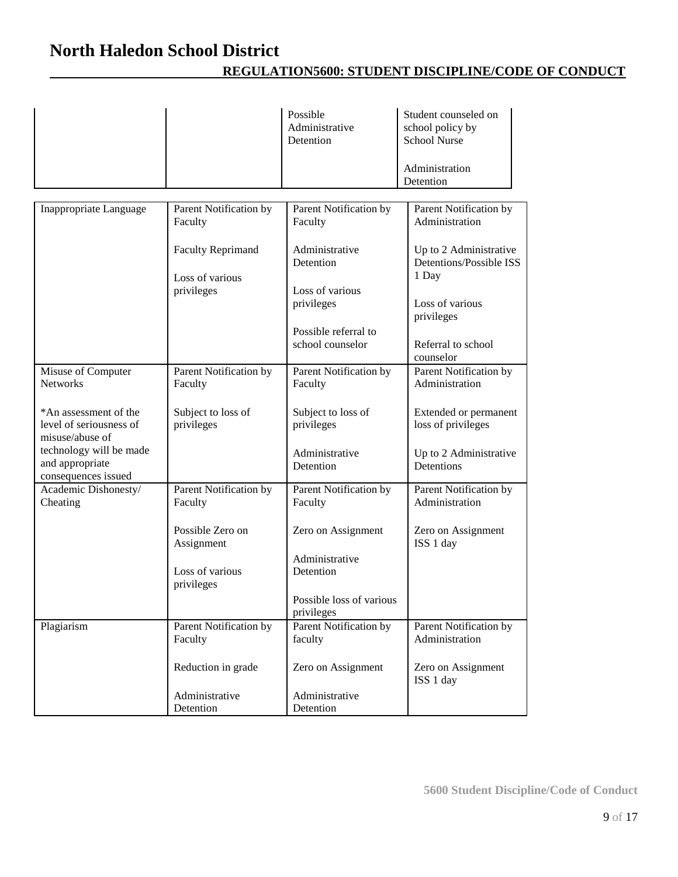| | | | |
|---|---|---|---|
| | | Possible Administrative Detention | Student counseled on school policy by School Nurse<br><br>Administration Detention |
| Inappropriate Language | Parent Notification by Faculty<br><br>Faculty Reprimand<br><br>Loss of various privileges | Parent Notification by Faculty<br><br>Administrative Detention<br><br>Loss of various privileges<br><br>Possible referral to school counselor | Parent Notification by Administration<br><br>Up to 2 Administrative Detentions/Possible ISS 1 Day<br><br>Loss of various privileges<br><br>Referral to school counselor |
| Misuse of Computer Networks<br><br>*An assessment of the level of seriousness of misuse/abuse of technology will be made and appropriate consequences issued | Parent Notification by Faculty<br><br>Subject to loss of privileges | Parent Notification by Faculty<br><br>Subject to loss of privileges<br><br>Administrative Detention | Parent Notification by Administration<br><br>Extended or permanent loss of privileges<br><br>Up to 2 Administrative Detentions |
| Academic Dishonesty/ Cheating | Parent Notification by Faculty<br><br>Possible Zero on Assignment<br><br>Loss of various privileges | Parent Notification by Faculty<br><br>Zero on Assignment<br><br>Administrative Detention<br><br>Possible loss of various privileges | Parent Notification by Administration<br><br>Zero on Assignment ISS 1 day |
| Plagiarism | Parent Notification by Faculty<br><br>Reduction in grade<br><br>Administrative Detention | Parent Notification by faculty<br><br>Zero on Assignment<br><br>Administrative Detention | Parent Notification by Administration<br><br>Zero on Assignment ISS 1 day |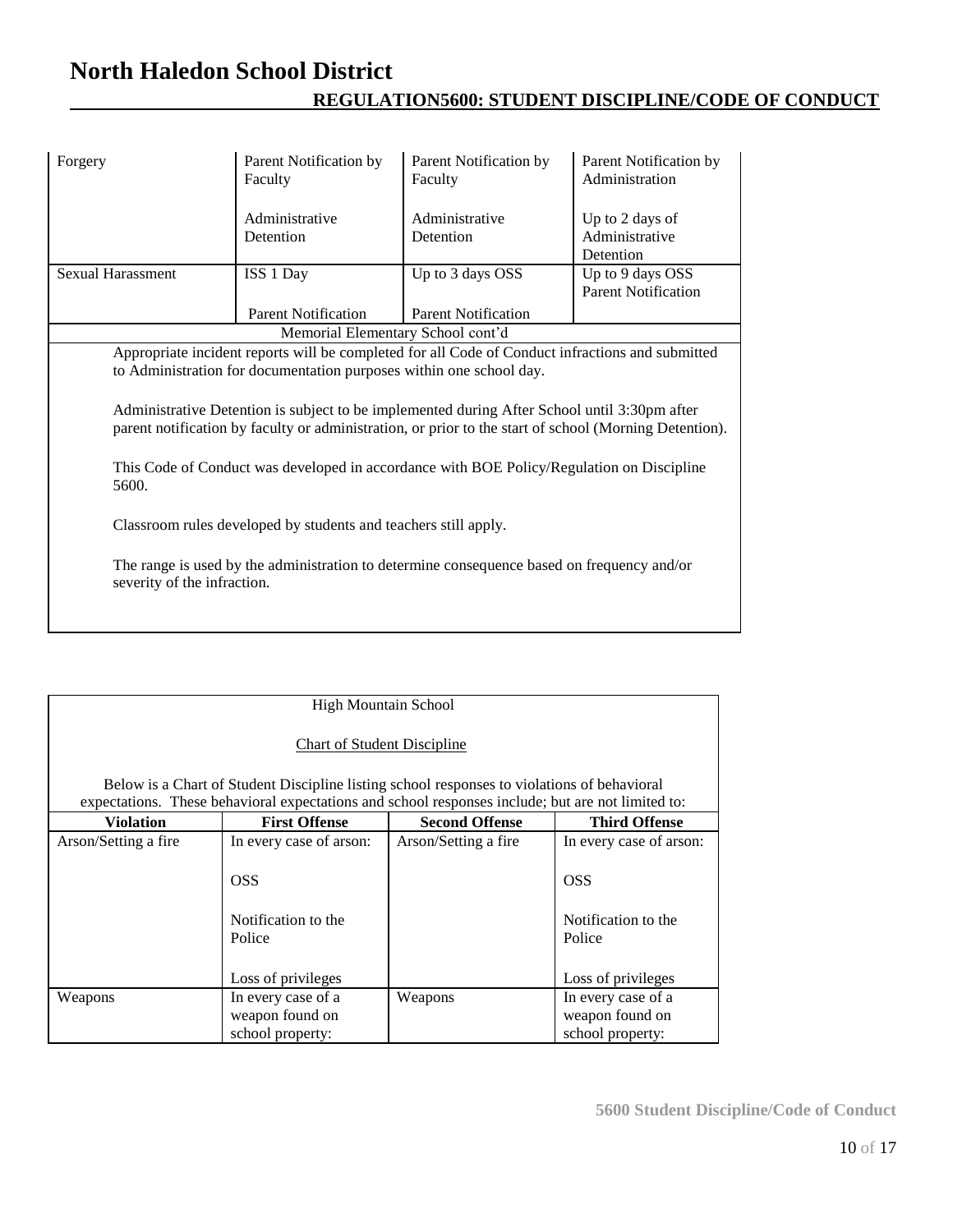# North Haledon School District

## REGULATION5600: STUDENT DISCIPLINE/CODE OF CONDUCT

| | | | |
|---|---|---|---|
| Forgery | Parent Notification by Faculty<br><br>Administrative Detention | Parent Notification by Faculty<br><br>Administrative Detention | Parent Notification by Administration<br><br>Up to 2 days of Administrative Detention |
| Sexual Harassment | ISS 1 Day<br><br>Parent Notification | Up to 3 days OSS<br><br>Parent Notification | Up to 9 days OSS<br>Parent Notification |

Memorial Elementary School cont'd

Appropriate incident reports will be completed for all Code of Conduct infractions and submitted to Administration for documentation purposes within one school day.

Administrative Detention is subject to be implemented during After School until 3:30pm after parent notification by faculty or administration, or prior to the start of school (Morning Detention).

This Code of Conduct was developed in accordance with BOE Policy/Regulation on Discipline 5600.

Classroom rules developed by students and teachers still apply.

The range is used by the administration to determine consequence based on frequency and/or severity of the infraction.

High Mountain School

Chart of Student Discipline

Below is a Chart of Student Discipline listing school responses to violations of behavioral expectations. These behavioral expectations and school responses include; but are not limited to:

| Violation | First Offense | Second Offense | Third Offense |
|---|---|---|---|
| Arson/Setting a fire | In every case of arson:<br><br>OSS<br><br>Notification to the Police<br><br>Loss of privileges | Arson/Setting a fire | In every case of arson:<br><br>OSS<br><br>Notification to the Police<br><br>Loss of privileges |
| Weapons | In every case of a weapon found on school property: | Weapons | In every case of a weapon found on school property: |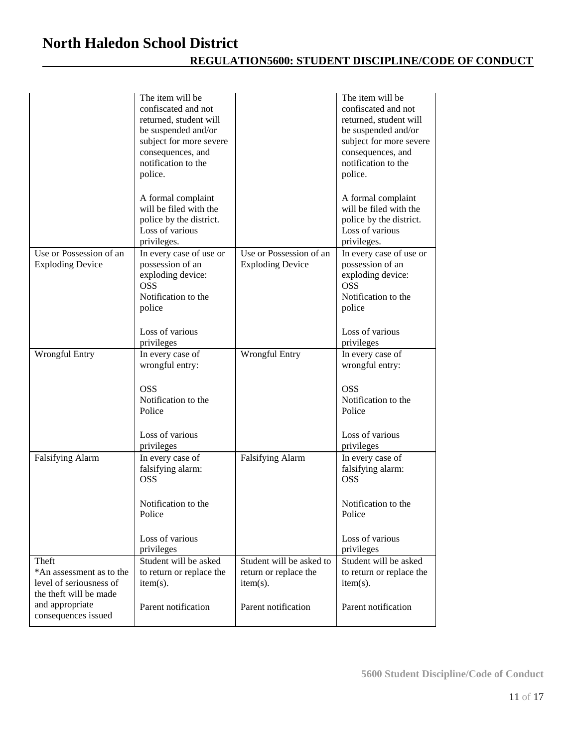| | | | |
|---|---|---|---|
| | The item will be confiscated and not returned, student will be suspended and/or subject for more severe consequences, and notification to the police.<br><br>A formal complaint will be filed with the police by the district. Loss of various privileges. | | The item will be confiscated and not returned, student will be suspended and/or subject for more severe consequences, and notification to the police.<br><br>A formal complaint will be filed with the police by the district. Loss of various privileges. |
| Use or Possession of an Exploding Device | In every case of use or possession of an exploding device:<br>OSS<br>Notification to the police<br><br>Loss of various privileges | Use or Possession of an Exploding Device | In every case of use or possession of an exploding device:<br>OSS<br>Notification to the police<br><br>Loss of various privileges |
| Wrongful Entry | In every case of wrongful entry:<br><br>OSS<br>Notification to the Police<br><br>Loss of various privileges | Wrongful Entry | In every case of wrongful entry:<br><br>OSS<br>Notification to the Police<br><br>Loss of various privileges |
| Falsifying Alarm | In every case of falsifying alarm:<br>OSS<br><br>Notification to the Police<br><br>Loss of various privileges | Falsifying Alarm | In every case of falsifying alarm:<br>OSS<br><br>Notification to the Police<br><br>Loss of various privileges |
| Theft<br>*An assessment as to the level of seriousness of the theft will be made and appropriate consequences issued | Student will be asked to return or replace the item(s).<br><br>Parent notification | Student will be asked to return or replace the item(s).<br><br>Parent notification | Student will be asked to return or replace the item(s).<br><br>Parent notification |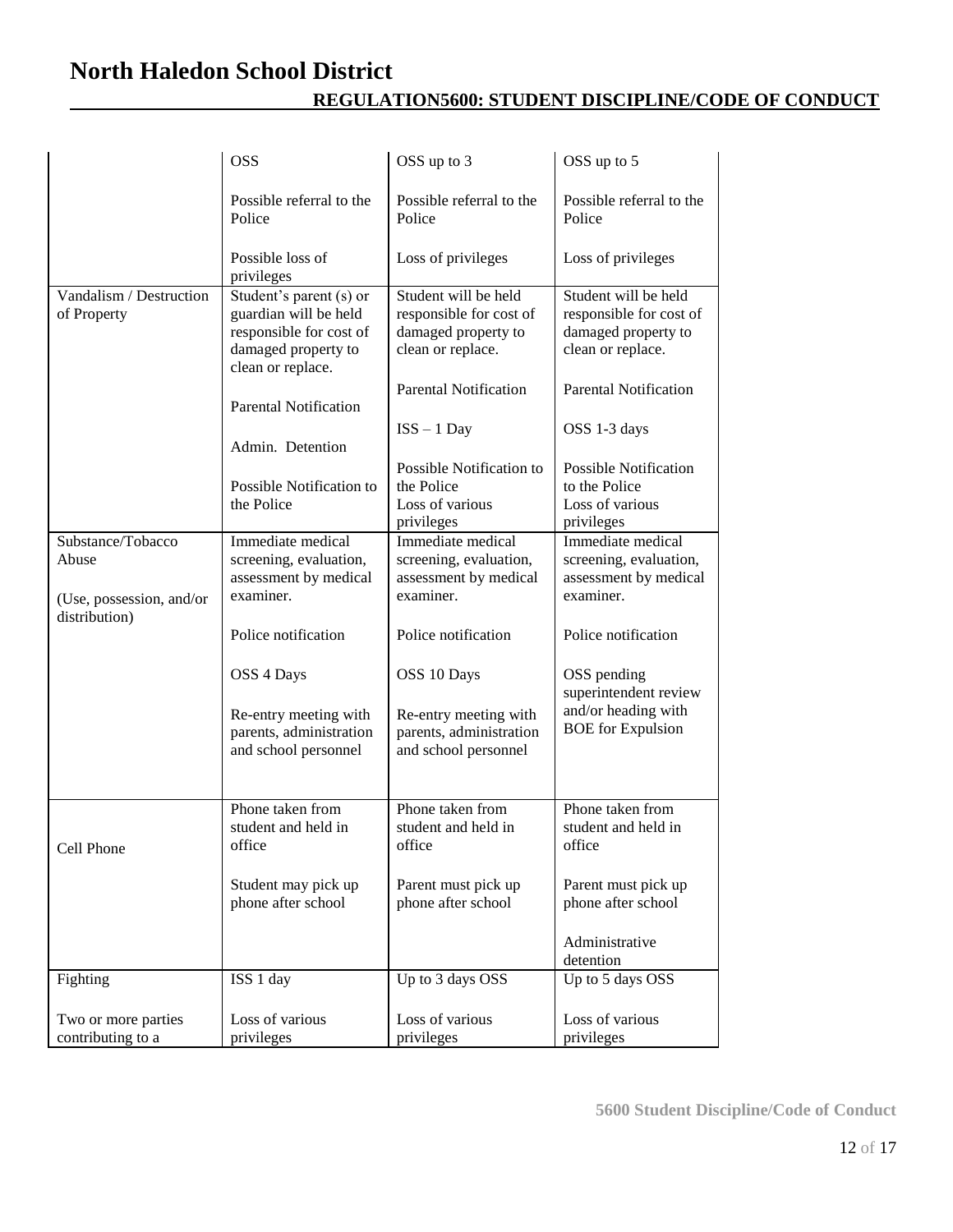# North Haledon School District

## REGULATION5600: STUDENT DISCIPLINE/CODE OF CONDUCT

| | | | |
|---|---|---|---|
| | OSS<br><br>Possible referral to the Police<br><br>Possible loss of privileges | OSS up to 3<br><br>Possible referral to the Police<br><br>Loss of privileges | OSS up to 5<br><br>Possible referral to the Police<br><br>Loss of privileges |
| Vandalism / Destruction of Property | Student's parent (s) or guardian will be held responsible for cost of damaged property to clean or replace.<br><br>Parental Notification<br><br>Admin. Detention<br><br>Possible Notification to the Police | Student will be held responsible for cost of damaged property to clean or replace.<br><br>Parental Notification<br><br>ISS – 1 Day<br><br>Possible Notification to the Police<br>Loss of various privileges | Student will be held responsible for cost of damaged property to clean or replace.<br><br>Parental Notification<br><br>OSS 1-3 days<br><br>Possible Notification to the Police<br>Loss of various privileges |
| Substance/Tobacco Abuse<br><br>(Use, possession, and/or distribution) | Immediate medical screening, evaluation, assessment by medical examiner.<br><br>Police notification<br><br>OSS 4 Days<br><br>Re-entry meeting with parents, administration and school personnel | Immediate medical screening, evaluation, assessment by medical examiner.<br><br>Police notification<br><br>OSS 10 Days<br><br>Re-entry meeting with parents, administration and school personnel | Immediate medical screening, evaluation, assessment by medical examiner.<br><br>Police notification<br><br>OSS pending superintendent review and/or heading with BOE for Expulsion |
| Cell Phone | Phone taken from student and held in office<br><br>Student may pick up phone after school | Phone taken from student and held in office<br><br>Parent must pick up phone after school | Phone taken from student and held in office<br><br>Parent must pick up phone after school<br><br>Administrative detention |
| Fighting<br><br>Two or more parties contributing to a | ISS 1 day<br><br>Loss of various privileges | Up to 3 days OSS<br><br>Loss of various privileges | Up to 5 days OSS<br><br>Loss of various privileges |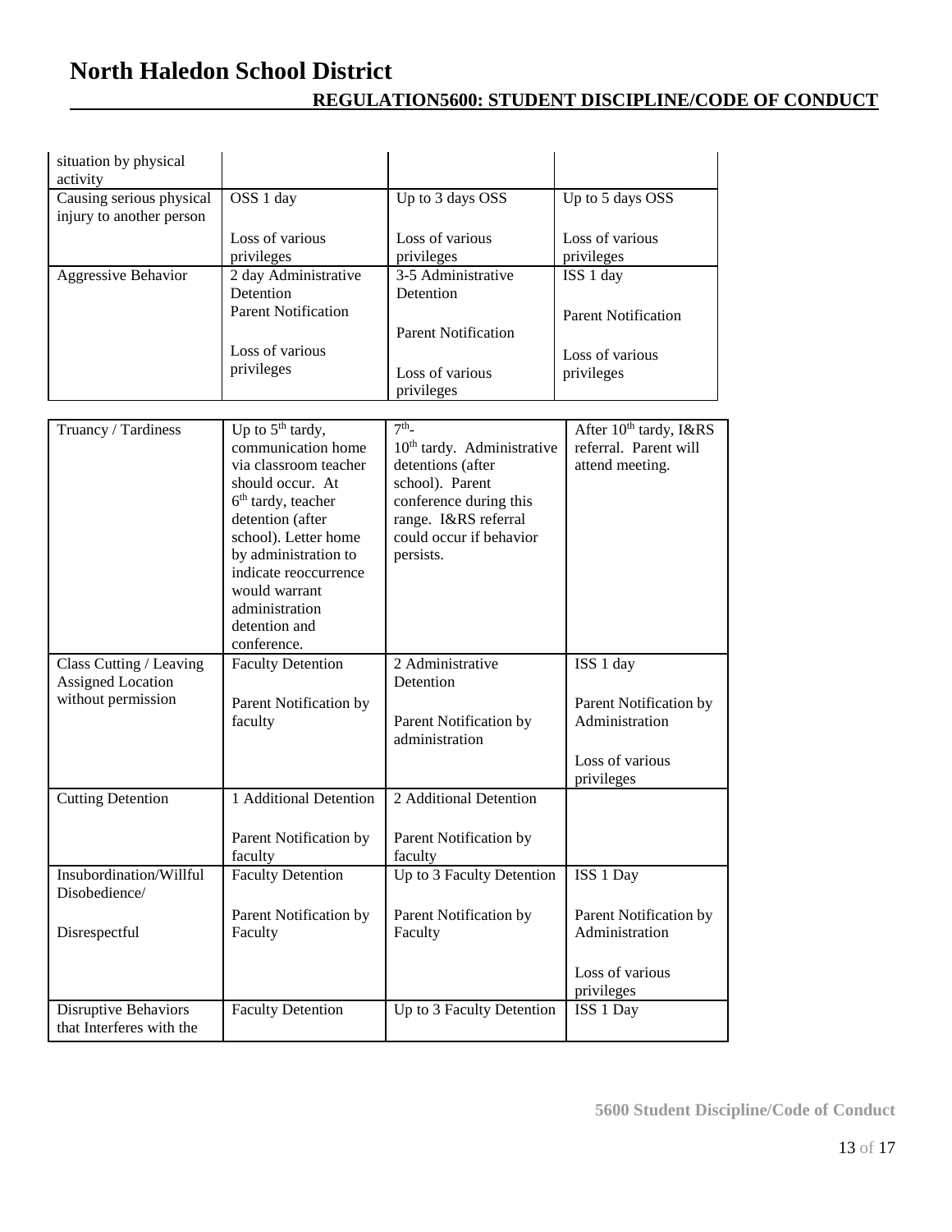# North Haledon School District

## REGULATION5600: STUDENT DISCIPLINE/CODE OF CONDUCT

| | | | |
|---|---|---|---|
| situation by physical activity | | | |
| Causing serious physical injury to another person | OSS 1 day<br><br>Loss of various privileges | Up to 3 days OSS<br><br>Loss of various privileges | Up to 5 days OSS<br><br>Loss of various privileges |
| Aggressive Behavior | 2 day Administrative Detention<br>Parent Notification<br><br>Loss of various privileges | 3-5 Administrative Detention<br><br>Parent Notification<br><br>Loss of various privileges | ISS 1 day<br><br>Parent Notification<br><br>Loss of various privileges |
| Truancy / Tardiness | Up to 5th tardy, communication home via classroom teacher should occur. At 6th tardy, teacher detention (after school). Letter home by administration to indicate reoccurrence would warrant administration detention and conference. | 7th-10th tardy. Administrative detentions (after school). Parent conference during this range. I&RS referral could occur if behavior persists. | After 10th tardy, I&RS referral. Parent will attend meeting. |
| Class Cutting / Leaving Assigned Location without permission | Faculty Detention<br><br>Parent Notification by faculty | 2 Administrative Detention<br><br>Parent Notification by administration | ISS 1 day<br><br>Parent Notification by Administration<br><br>Loss of various privileges |
| Cutting Detention | 1 Additional Detention<br><br>Parent Notification by faculty | 2 Additional Detention<br><br>Parent Notification by faculty | |
| Insubordination/Willful Disobedience/<br><br>Disrespectful | Faculty Detention<br><br>Parent Notification by Faculty | Up to 3 Faculty Detention<br><br>Parent Notification by Faculty | ISS 1 Day<br><br>Parent Notification by Administration<br><br>Loss of various privileges |
| Disruptive Behaviors that Interferes with the | Faculty Detention | Up to 3 Faculty Detention | ISS 1 Day |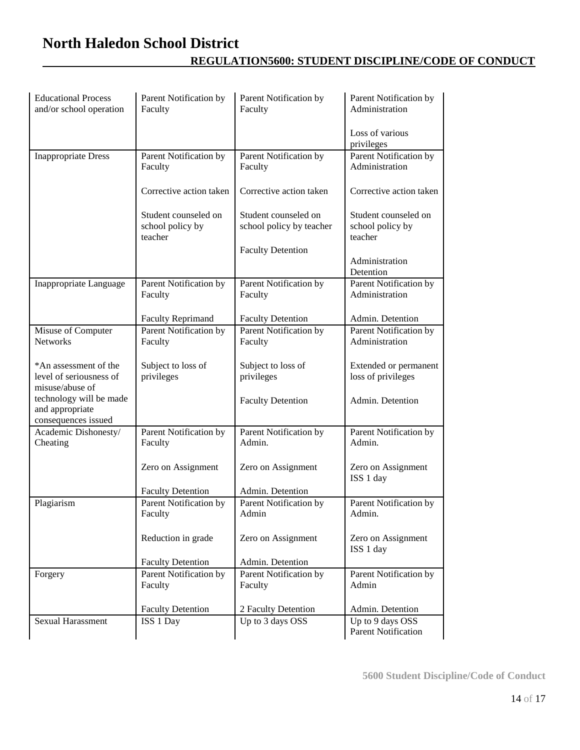# North Haledon School District

## REGULATION5600: STUDENT DISCIPLINE/CODE OF CONDUCT

| | | | |
|---|---|---|---|
| Educational Process and/or school operation | Parent Notification by Faculty | Parent Notification by Faculty | Parent Notification by Administration<br><br>Loss of various privileges |
| Inappropriate Dress | Parent Notification by Faculty<br><br>Corrective action taken<br><br>Student counseled on school policy by teacher | Parent Notification by Faculty<br><br>Corrective action taken<br><br>Student counseled on school policy by teacher<br><br>Faculty Detention | Parent Notification by Administration<br><br>Corrective action taken<br><br>Student counseled on school policy by teacher<br><br>Administration Detention |
| Inappropriate Language | Parent Notification by Faculty<br><br>Faculty Reprimand | Parent Notification by Faculty<br><br>Faculty Detention | Parent Notification by Administration<br><br>Admin. Detention |
| Misuse of Computer Networks<br><br>*An assessment of the level of seriousness of misuse/abuse of technology will be made and appropriate consequences issued | Parent Notification by Faculty<br><br>Subject to loss of privileges | Parent Notification by Faculty<br><br>Subject to loss of privileges<br><br>Faculty Detention | Parent Notification by Administration<br><br>Extended or permanent loss of privileges<br><br>Admin. Detention |
| Academic Dishonesty/ Cheating | Parent Notification by Faculty<br><br>Zero on Assignment<br><br>Faculty Detention | Parent Notification by Admin.<br><br>Zero on Assignment<br><br>Admin. Detention | Parent Notification by Admin.<br><br>Zero on Assignment<br>ISS 1 day |
| Plagiarism | Parent Notification by Faculty<br><br>Reduction in grade<br><br>Faculty Detention | Parent Notification by Admin<br><br>Zero on Assignment<br><br>Admin. Detention | Parent Notification by Admin.<br><br>Zero on Assignment<br>ISS 1 day |
| Forgery | Parent Notification by Faculty<br><br>Faculty Detention | Parent Notification by Faculty<br><br>2 Faculty Detention | Parent Notification by Admin<br><br>Admin. Detention |
| Sexual Harassment | ISS 1 Day | Up to 3 days OSS | Up to 9 days OSS<br>Parent Notification |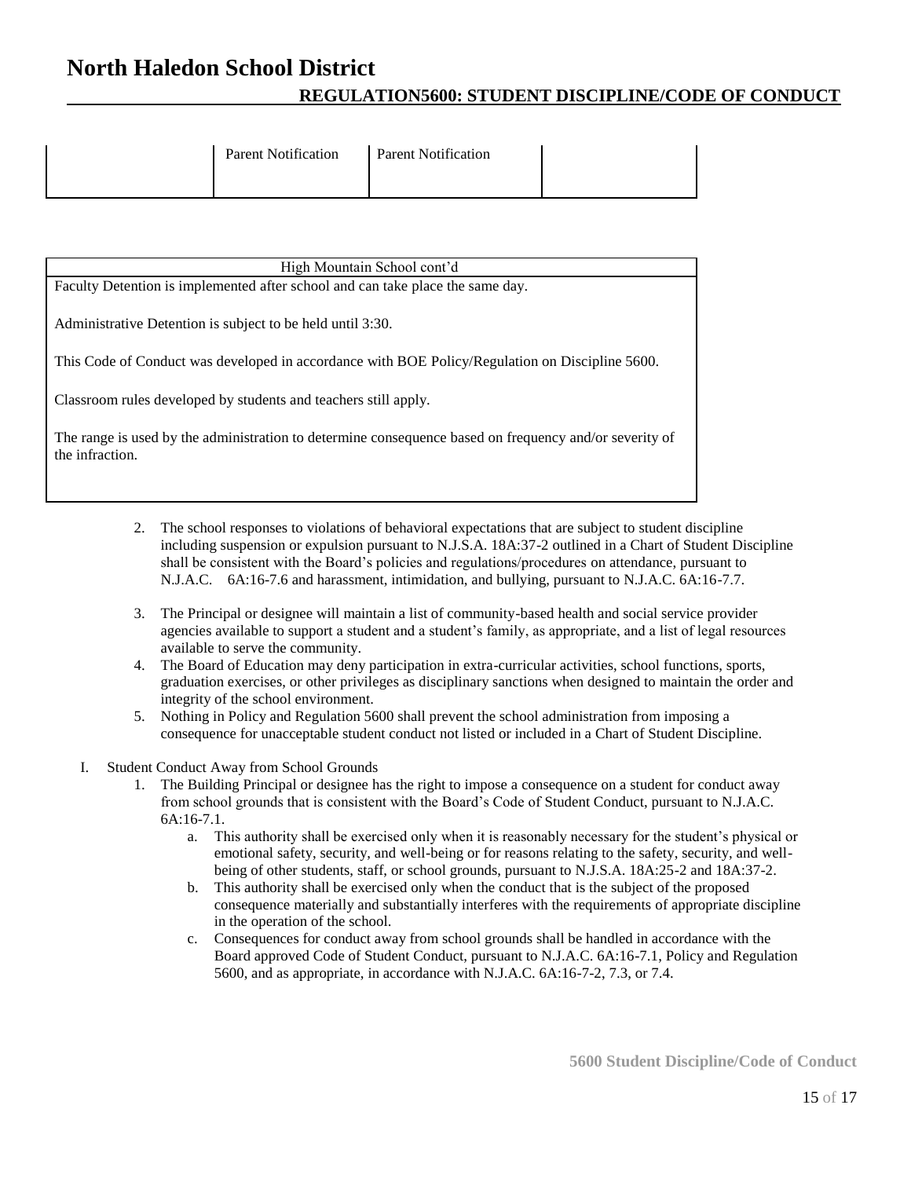| | Parent Notification | Parent Notification | |
|---|---|---|---|

| High Mountain School cont'd |
|---|
| Faculty Detention is implemented after school and can take place the same day.<br><br>Administrative Detention is subject to be held until 3:30.<br><br>This Code of Conduct was developed in accordance with BOE Policy/Regulation on Discipline 5600.<br><br>Classroom rules developed by students and teachers still apply.<br><br>The range is used by the administration to determine consequence based on frequency and/or severity of the infraction. |

2. The school responses to violations of behavioral expectations that are subject to student discipline including suspension or expulsion pursuant to N.J.S.A. 18A:37-2 outlined in a Chart of Student Discipline shall be consistent with the Board's policies and regulations/procedures on attendance, pursuant to N.J.A.C. 6A:16-7.6 and harassment, intimidation, and bullying, pursuant to N.J.A.C. 6A:16-7.7.

3. The Principal or designee will maintain a list of community-based health and social service provider agencies available to support a student and a student's family, as appropriate, and a list of legal resources available to serve the community.
4. The Board of Education may deny participation in extra-curricular activities, school functions, sports, graduation exercises, or other privileges as disciplinary sanctions when designed to maintain the order and integrity of the school environment.
5. Nothing in Policy and Regulation 5600 shall prevent the school administration from imposing a consequence for unacceptable student conduct not listed or included in a Chart of Student Discipline.

I. Student Conduct Away from School Grounds
   1. The Building Principal or designee has the right to impose a consequence on a student for conduct away from school grounds that is consistent with the Board's Code of Student Conduct, pursuant to N.J.A.C. 6A:16-7.1.
      a. This authority shall be exercised only when it is reasonably necessary for the student's physical or emotional safety, security, and well-being or for reasons relating to the safety, security, and well-being of other students, staff, or school grounds, pursuant to N.J.S.A. 18A:25-2 and 18A:37-2.
      b. This authority shall be exercised only when the conduct that is the subject of the proposed consequence materially and substantially interferes with the requirements of appropriate discipline in the operation of the school.
      c. Consequences for conduct away from school grounds shall be handled in accordance with the Board approved Code of Student Conduct, pursuant to N.J.A.C. 6A:16-7.1, Policy and Regulation 5600, and as appropriate, in accordance with N.J.A.C. 6A:16-7-2, 7.3, or 7.4.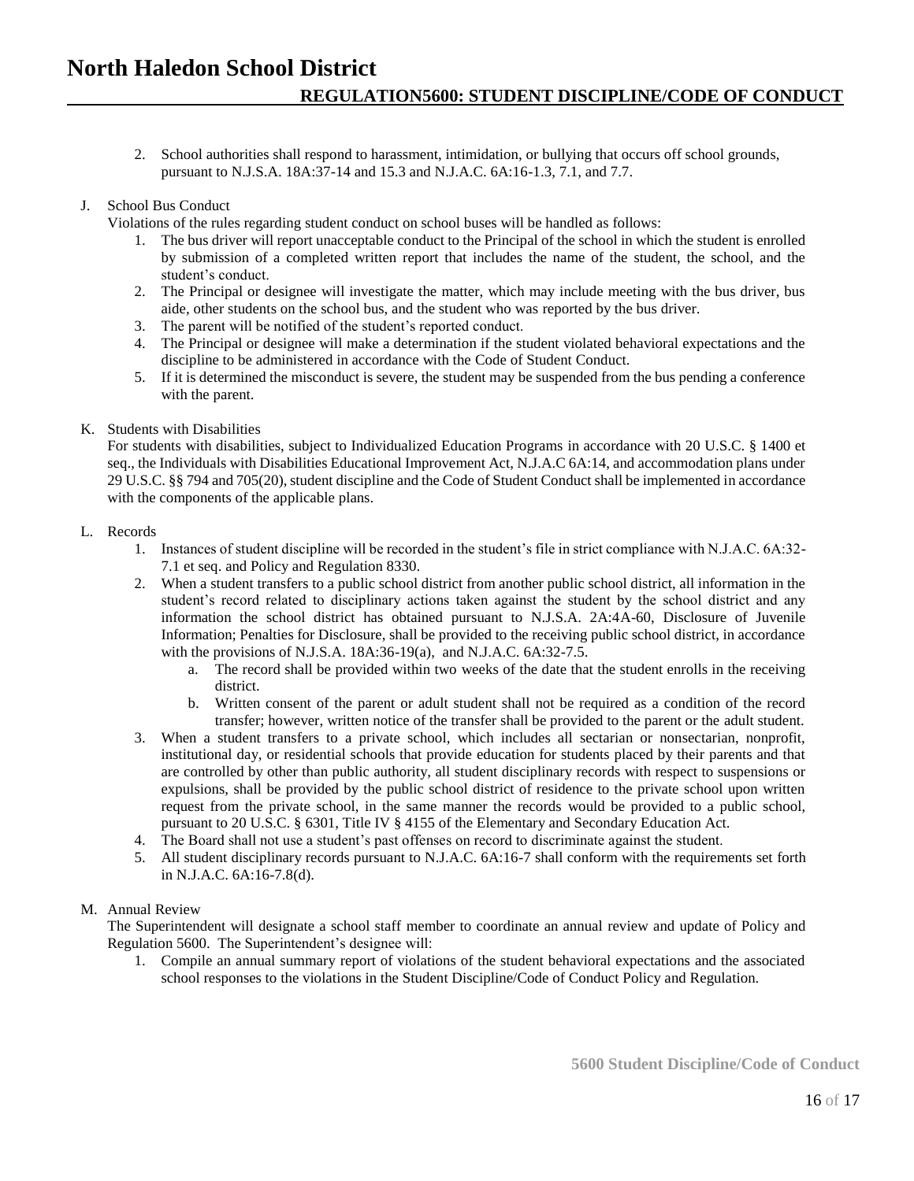2. School authorities shall respond to harassment, intimidation, or bullying that occurs off school grounds, pursuant to N.J.S.A. 18A:37-14 and 15.3 and N.J.A.C. 6A:16-1.3, 7.1, and 7.7.

J. School Bus Conduct

Violations of the rules regarding student conduct on school buses will be handled as follows:

1. The bus driver will report unacceptable conduct to the Principal of the school in which the student is enrolled by submission of a completed written report that includes the name of the student, the school, and the student's conduct.
2. The Principal or designee will investigate the matter, which may include meeting with the bus driver, bus aide, other students on the school bus, and the student who was reported by the bus driver.
3. The parent will be notified of the student's reported conduct.
4. The Principal or designee will make a determination if the student violated behavioral expectations and the discipline to be administered in accordance with the Code of Student Conduct.
5. If it is determined the misconduct is severe, the student may be suspended from the bus pending a conference with the parent.

K. Students with Disabilities

For students with disabilities, subject to Individualized Education Programs in accordance with 20 U.S.C. § 1400 et seq., the Individuals with Disabilities Educational Improvement Act, N.J.A.C 6A:14, and accommodation plans under 29 U.S.C. §§ 794 and 705(20), student discipline and the Code of Student Conduct shall be implemented in accordance with the components of the applicable plans.

L. Records

1. Instances of student discipline will be recorded in the student's file in strict compliance with N.J.A.C. 6A:32-7.1 et seq. and Policy and Regulation 8330.
2. When a student transfers to a public school district from another public school district, all information in the student's record related to disciplinary actions taken against the student by the school district and any information the school district has obtained pursuant to N.J.S.A. 2A:4A-60, Disclosure of Juvenile Information; Penalties for Disclosure, shall be provided to the receiving public school district, in accordance with the provisions of N.J.S.A. 18A:36-19(a), and N.J.A.C. 6A:32-7.5.
   a. The record shall be provided within two weeks of the date that the student enrolls in the receiving district.
   b. Written consent of the parent or adult student shall not be required as a condition of the record transfer; however, written notice of the transfer shall be provided to the parent or the adult student.
3. When a student transfers to a private school, which includes all sectarian or nonsectarian, nonprofit, institutional day, or residential schools that provide education for students placed by their parents and that are controlled by other than public authority, all student disciplinary records with respect to suspensions or expulsions, shall be provided by the public school district of residence to the private school upon written request from the private school, in the same manner the records would be provided to a public school, pursuant to 20 U.S.C. § 6301, Title IV § 4155 of the Elementary and Secondary Education Act.
4. The Board shall not use a student's past offenses on record to discriminate against the student.
5. All student disciplinary records pursuant to N.J.A.C. 6A:16-7 shall conform with the requirements set forth in N.J.A.C. 6A:16-7.8(d).

M. Annual Review

The Superintendent will designate a school staff member to coordinate an annual review and update of Policy and Regulation 5600. The Superintendent's designee will:

1. Compile an annual summary report of violations of the student behavioral expectations and the associated school responses to the violations in the Student Discipline/Code of Conduct Policy and Regulation.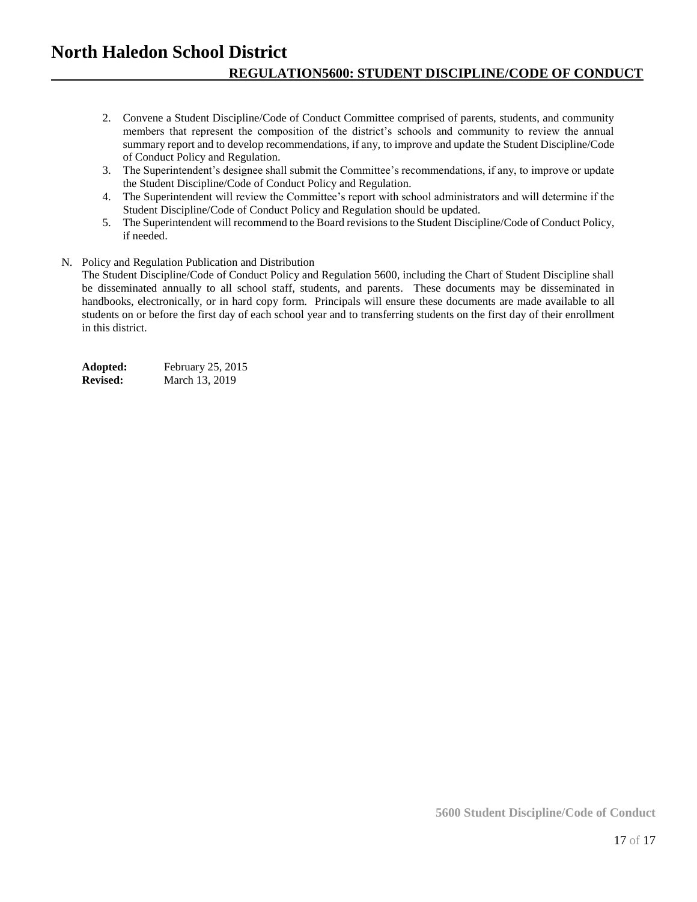2. Convene a Student Discipline/Code of Conduct Committee comprised of parents, students, and community members that represent the composition of the district's schools and community to review the annual summary report and to develop recommendations, if any, to improve and update the Student Discipline/Code of Conduct Policy and Regulation.
3. The Superintendent's designee shall submit the Committee's recommendations, if any, to improve or update the Student Discipline/Code of Conduct Policy and Regulation.
4. The Superintendent will review the Committee's report with school administrators and will determine if the Student Discipline/Code of Conduct Policy and Regulation should be updated.
5. The Superintendent will recommend to the Board revisions to the Student Discipline/Code of Conduct Policy, if needed.

N. Policy and Regulation Publication and Distribution

The Student Discipline/Code of Conduct Policy and Regulation 5600, including the Chart of Student Discipline shall be disseminated annually to all school staff, students, and parents. These documents may be disseminated in handbooks, electronically, or in hard copy form. Principals will ensure these documents are made available to all students on or before the first day of each school year and to transferring students on the first day of their enrollment in this district.

**Adopted:** February 25, 2015
**Revised:** March 13, 2019